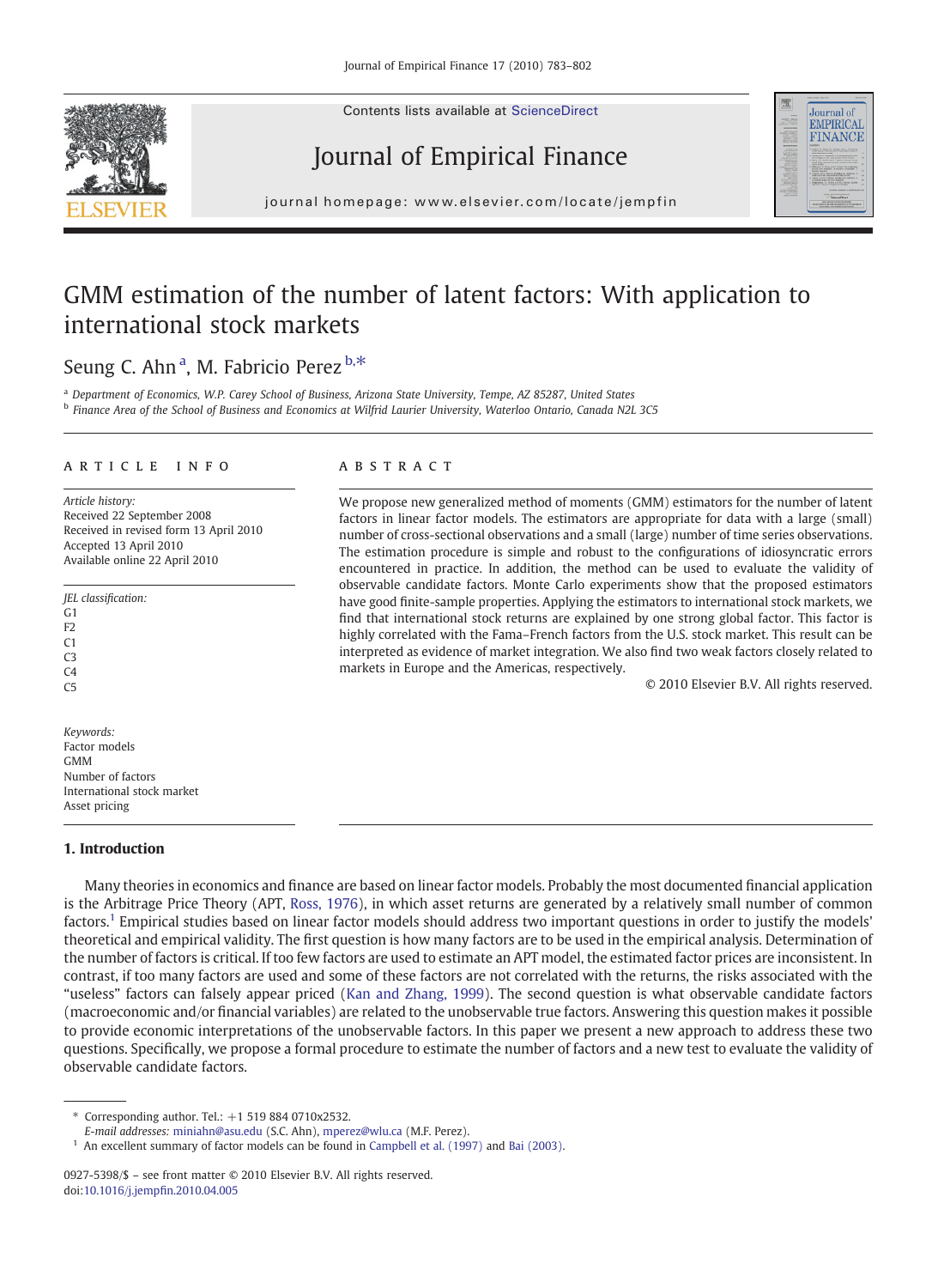Contents lists available at ScienceDirect

Journal of Empirical Finance

journal homepage: www.elsevier.com/locate/jempfin

# GMM estimation of the number of latent factors: With application to international stock markets

Seung C. Ahn [a], M. Fabricio Perez [b,*]

[a] Department of Economics, W.P. Carey School of Business, Arizona State University, Tempe, AZ 85287, United States

[b] Finance Area of the School of Business and Economics at Wilfrid Laurier University, Waterloo Ontario, Canada N2L 3C5

## ARTICLE INFO

*Article history:*
Received 22 September 2008
Received in revised form 13 April 2010
Accepted 13 April 2010
Available online 22 April 2010

*JEL classification:*
G1
F2
C1
C3
C4
C5

*Keywords:*
Factor models
GMM
Number of factors
International stock market
Asset pricing

## ABSTRACT

We propose new generalized method of moments (GMM) estimators for the number of latent factors in linear factor models. The estimators are appropriate for data with a large (small) number of cross-sectional observations and a small (large) number of time series observations. The estimation procedure is simple and robust to the configurations of idiosyncratic errors encountered in practice. In addition, the method can be used to evaluate the validity of observable candidate factors. Monte Carlo experiments show that the proposed estimators have good finite-sample properties. Applying the estimators to international stock markets, we find that international stock returns are explained by one strong global factor. This factor is highly correlated with the Fama–French factors from the U.S. stock market. This result can be interpreted as evidence of market integration. We also find two weak factors closely related to markets in Europe and the Americas, respectively.

© 2010 Elsevier B.V. All rights reserved.

## 1. Introduction

Many theories in economics and finance are based on linear factor models. Probably the most documented financial application is the Arbitrage Price Theory (APT, Ross, 1976), in which asset returns are generated by a relatively small number of common factors.[1] Empirical studies based on linear factor models should address two important questions in order to justify the models' theoretical and empirical validity. The first question is how many factors are to be used in the empirical analysis. Determination of the number of factors is critical. If too few factors are used to estimate an APT model, the estimated factor prices are inconsistent. In contrast, if too many factors are used and some of these factors are not correlated with the returns, the risks associated with the "useless" factors can falsely appear priced (Kan and Zhang, 1999). The second question is what observable candidate factors (macroeconomic and/or financial variables) are related to the unobservable true factors. Answering this question makes it possible to provide economic interpretations of the unobservable factors. In this paper we present a new approach to address these two questions. Specifically, we propose a formal procedure to estimate the number of factors and a new test to evaluate the validity of observable candidate factors.

---

\* Corresponding author. Tel.: +1 519 884 0710x2532.
*E-mail addresses:* miniahn@asu.edu (S.C. Ahn), mperez@wlu.ca (M.F. Perez).

[1] An excellent summary of factor models can be found in Campbell et al. (1997) and Bai (2003).

0927-5398/$ – see front matter © 2010 Elsevier B.V. All rights reserved.
doi:10.1016/j.jempfin.2010.04.005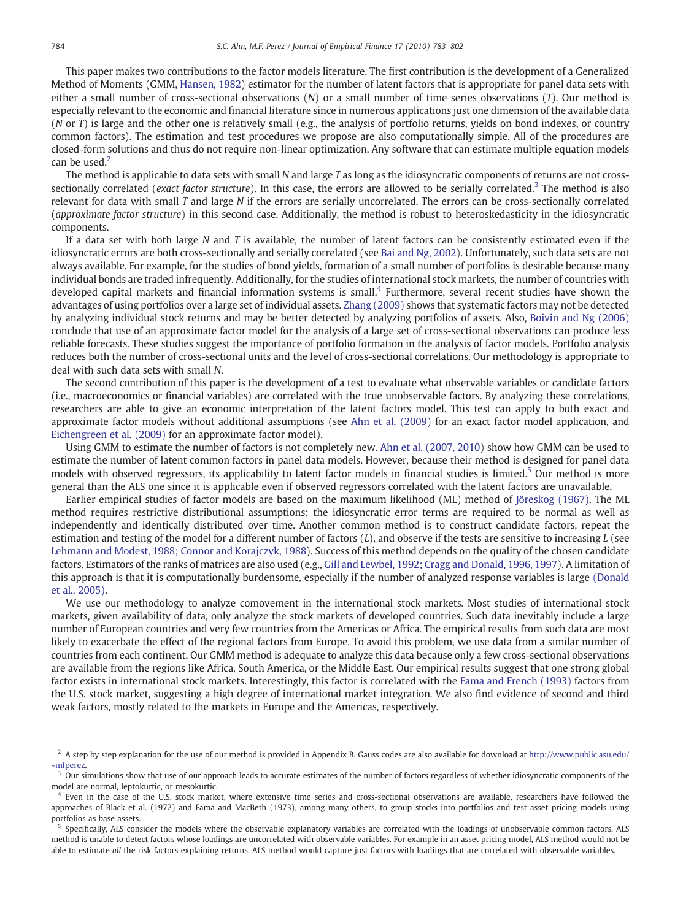This paper makes two contributions to the factor models literature. The first contribution is the development of a Generalized Method of Moments (GMM, Hansen, 1982) estimator for the number of latent factors that is appropriate for panel data sets with either a small number of cross-sectional observations ($N$) or a small number of time series observations ($T$). Our method is especially relevant to the economic and financial literature since in numerous applications just one dimension of the available data ($N$ or $T$) is large and the other one is relatively small (e.g., the analysis of portfolio returns, yields on bond indexes, or country common factors). The estimation and test procedures we propose are also computationally simple. All of the procedures are closed-form solutions and thus do not require non-linear optimization. Any software that can estimate multiple equation models can be used.[2]

The method is applicable to data sets with small $N$ and large $T$ as long as the idiosyncratic components of returns are not cross-sectionally correlated (*exact factor structure*). In this case, the errors are allowed to be serially correlated.[3] The method is also relevant for data with small $T$ and large $N$ if the errors are serially uncorrelated. The errors can be cross-sectionally correlated (*approximate factor structure*) in this second case. Additionally, the method is robust to heteroskedasticity in the idiosyncratic components.

If a data set with both large $N$ and $T$ is available, the number of latent factors can be consistently estimated even if the idiosyncratic errors are both cross-sectionally and serially correlated (see Bai and Ng, 2002). Unfortunately, such data sets are not always available. For example, for the studies of bond yields, formation of a small number of portfolios is desirable because many individual bonds are traded infrequently. Additionally, for the studies of international stock markets, the number of countries with developed capital markets and financial information systems is small.[4] Furthermore, several recent studies have shown the advantages of using portfolios over a large set of individual assets. Zhang (2009) shows that systematic factors may not be detected by analyzing individual stock returns and may be better detected by analyzing portfolios of assets. Also, Boivin and Ng (2006) conclude that use of an approximate factor model for the analysis of a large set of cross-sectional observations can produce less reliable forecasts. These studies suggest the importance of portfolio formation in the analysis of factor models. Portfolio analysis reduces both the number of cross-sectional units and the level of cross-sectional correlations. Our methodology is appropriate to deal with such data sets with small $N$.

The second contribution of this paper is the development of a test to evaluate what observable variables or candidate factors (i.e., macroeconomics or financial variables) are correlated with the true unobservable factors. By analyzing these correlations, researchers are able to give an economic interpretation of the latent factors model. This test can apply to both exact and approximate factor models without additional assumptions (see Ahn et al. (2009) for an exact factor model application, and Eichengreen et al. (2009) for an approximate factor model).

Using GMM to estimate the number of factors is not completely new. Ahn et al. (2007, 2010) show how GMM can be used to estimate the number of latent common factors in panel data models. However, because their method is designed for panel data models with observed regressors, its applicability to latent factor models in financial studies is limited.[5] Our method is more general than the ALS one since it is applicable even if observed regressors correlated with the latent factors are unavailable.

Earlier empirical studies of factor models are based on the maximum likelihood (ML) method of Jöreskog (1967). The ML method requires restrictive distributional assumptions: the idiosyncratic error terms are required to be normal as well as independently and identically distributed over time. Another common method is to construct candidate factors, repeat the estimation and testing of the model for a different number of factors ($L$), and observe if the tests are sensitive to increasing $L$ (see Lehmann and Modest, 1988; Connor and Korajczyk, 1988). Success of this method depends on the quality of the chosen candidate factors. Estimators of the ranks of matrices are also used (e.g., Gill and Lewbel, 1992; Cragg and Donald, 1996, 1997). A limitation of this approach is that it is computationally burdensome, especially if the number of analyzed response variables is large (Donald et al., 2005).

We use our methodology to analyze comovement in the international stock markets. Most studies of international stock markets, given availability of data, only analyze the stock markets of developed countries. Such data inevitably include a large number of European countries and very few countries from the Americas or Africa. The empirical results from such data are most likely to exacerbate the effect of the regional factors from Europe. To avoid this problem, we use data from a similar number of countries from each continent. Our GMM method is adequate to analyze this data because only a few cross-sectional observations are available from the regions like Africa, South America, or the Middle East. Our empirical results suggest that one strong global factor exists in international stock markets. Interestingly, this factor is correlated with the Fama and French (1993) factors from the U.S. stock market, suggesting a high degree of international market integration. We also find evidence of second and third weak factors, mostly related to the markets in Europe and the Americas, respectively.

---

[2] A step by step explanation for the use of our method is provided in Appendix B. Gauss codes are also available for download at http://www.public.asu.edu/~mfperez.

[3] Our simulations show that use of our approach leads to accurate estimates of the number of factors regardless of whether idiosyncratic components of the model are normal, leptokurtic, or mesokurtic.

[4] Even in the case of the U.S. stock market, where extensive time series and cross-sectional observations are available, researchers have followed the approaches of Black et al. (1972) and Fama and MacBeth (1973), among many others, to group stocks into portfolios and test asset pricing models using portfolios as base assets.

[5] Specifically, ALS consider the models where the observable explanatory variables are correlated with the loadings of unobservable common factors. ALS method is unable to detect factors whose loadings are uncorrelated with observable variables. For example in an asset pricing model, ALS method would not be able to estimate *all* the risk factors explaining returns. ALS method would capture just factors with loadings that are correlated with observable variables.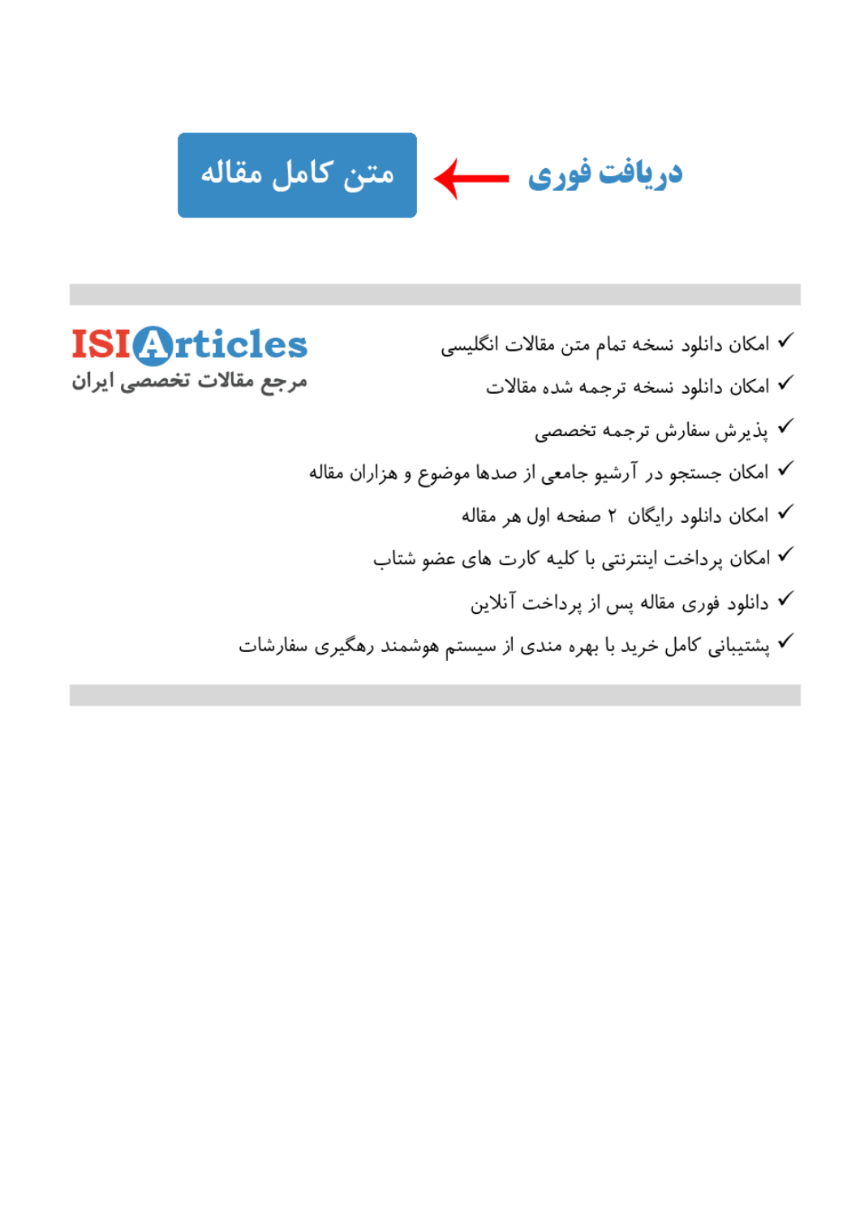دریافت فوری ← متن کامل مقاله

**ISIArticles**
مرجع مقالات تخصصی ایران

- ✓ امکان دانلود نسخه تمام متن مقالات انگلیسی
- ✓ امکان دانلود نسخه ترجمه شده مقالات
- ✓ پذیرش سفارش ترجمه تخصصی
- ✓ امکان جستجو در آرشیو جامعی از صدها موضوع و هزاران مقاله
- ✓ امکان دانلود رایگان ۲ صفحه اول هر مقاله
- ✓ امکان پرداخت اینترنتی با کلیه کارت های عضو شتاب
- ✓ دانلود فوری مقاله پس از پرداخت آنلاین
- ✓ پشتیبانی کامل خرید با بهره مندی از سیستم هوشمند رهگیری سفارشات